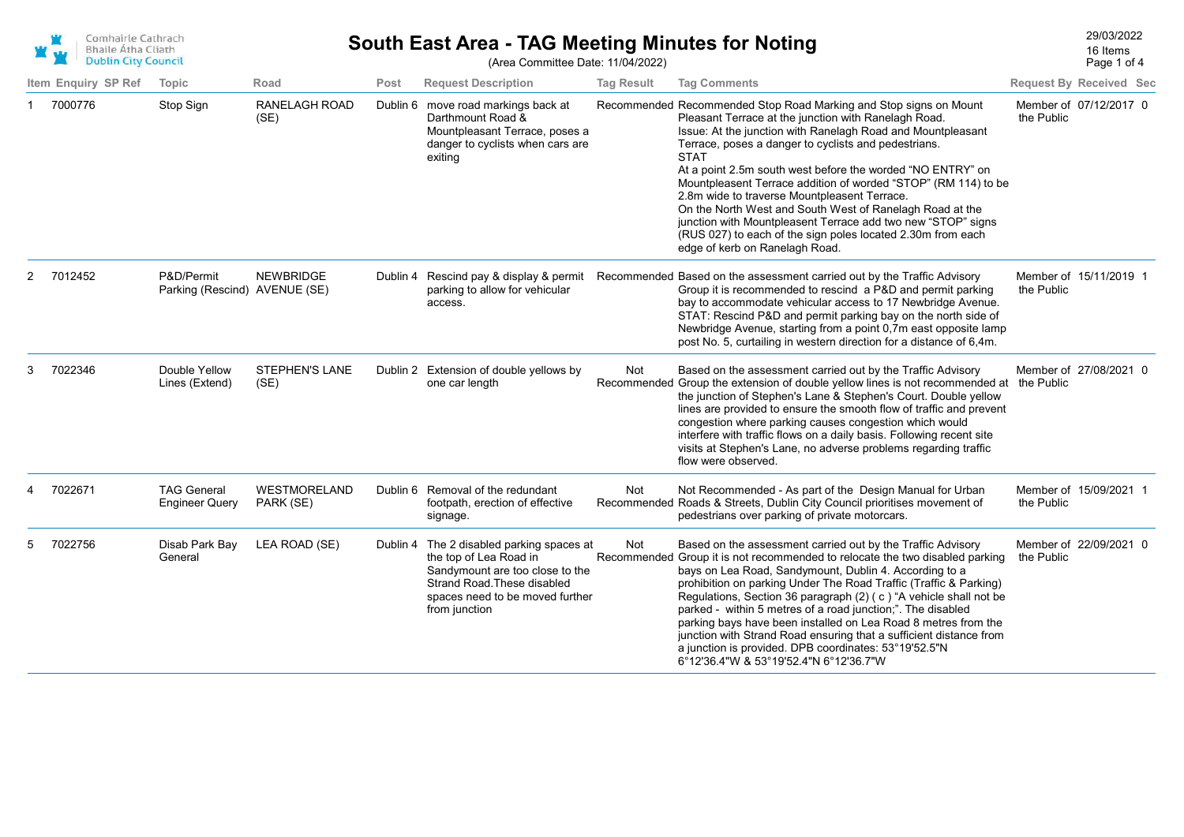Comhairle Cathrach Bhaile Átha Cliath
Dublin City Council

# South East Area - TAG Meeting Minutes for Noting

(Area Committee Date: 11/04/2022)

29/03/2022
16 Items

| Item | Enquiry | SP Ref | Topic | Road | Post | Request Description | Tag Result | Tag Comments | Request By | Received | Sec |
|---|---|---|---|---|---|---|---|---|---|---|---|
| 1 | 7000776 | | Stop Sign | RANELAGH ROAD (SE) | Dublin 6 | move road markings back at Darthmount Road & Mountpleasant Terrace, poses a danger to cyclists when cars are exiting | Recommended | Recommended Stop Road Marking and Stop signs on Mount Pleasant Terrace at the junction with Ranelagh Road. Issue: At the junction with Ranelagh Road and Mountpleasant Terrace, poses a danger to cyclists and pedestrians. STAT At a point 2.5m south west before the worded "NO ENTRY" on Mountpleasant Terrace addition of worded "STOP" (RM 114) to be 2.8m wide to traverse Mountpleasent Terrace. On the North West and South West of Ranelagh Road at the junction with Mountpleasent Terrace add two new "STOP" signs (RUS 027) to each of the sign poles located 2.30m from each edge of kerb on Ranelagh Road. | Member of the Public | 07/12/2017 | 0 |
| 2 | 7012452 | | P&D/Permit Parking (Rescind) | NEWBRIDGE AVENUE (SE) | Dublin 4 | Rescind pay & display & permit parking to allow for vehicular access. | Recommended | Based on the assessment carried out by the Traffic Advisory Group it is recommended to rescind a P&D and permit parking bay to accommodate vehicular access to 17 Newbridge Avenue. STAT: Rescind P&D and permit parking bay on the north side of Newbridge Avenue, starting from a point 0,7m east opposite lamp post No. 5, curtailing in western direction for a distance of 6,4m. | Member of the Public | 15/11/2019 | 1 |
| 3 | 7022346 | | Double Yellow Lines (Extend) | STEPHEN'S LANE (SE) | Dublin 2 | Extension of double yellows by one car length | Not Recommended | Based on the assessment carried out by the Traffic Advisory Group the extension of double yellow lines is not recommended at the junction of Stephen's Lane & Stephen's Court. Double yellow lines are provided to ensure the smooth flow of traffic and prevent congestion where parking causes congestion which would interfere with traffic flows on a daily basis. Following recent site visits at Stephen's Lane, no adverse problems regarding traffic flow were observed. | Member of the Public | 27/08/2021 | 0 |
| 4 | 7022671 | | TAG General Engineer Query | WESTMORELAND PARK (SE) | Dublin 6 | Removal of the redundant footpath, erection of effective signage. | Not Recommended | Not Recommended - As part of the Design Manual for Urban Roads & Streets, Dublin City Council prioritises movement of pedestrians over parking of private motorcars. | Member of the Public | 15/09/2021 | 1 |
| 5 | 7022756 | | Disab Park Bay General | LEA ROAD (SE) | Dublin 4 | The 2 disabled parking spaces at the top of Lea Road in Sandymount are too close to the Strand Road.These disabled spaces need to be moved further from junction | Not Recommended | Based on the assessment carried out by the Traffic Advisory Group it is not recommended to relocate the two disabled parking bays on Lea Road, Sandymount, Dublin 4. According to a prohibition on parking Under The Road Traffic (Traffic & Parking) Regulations, Section 36 paragraph (2) ( c ) "A vehicle shall not be parked - within 5 metres of a road junction;". The disabled parking bays have been installed on Lea Road 8 metres from the junction with Strand Road ensuring that a sufficient distance from a junction is provided. DPB coordinates: 53°19'52.5"N 6°12'36.4"W & 53°19'52.4"N 6°12'36.7"W | Member of the Public | 22/09/2021 | 0 |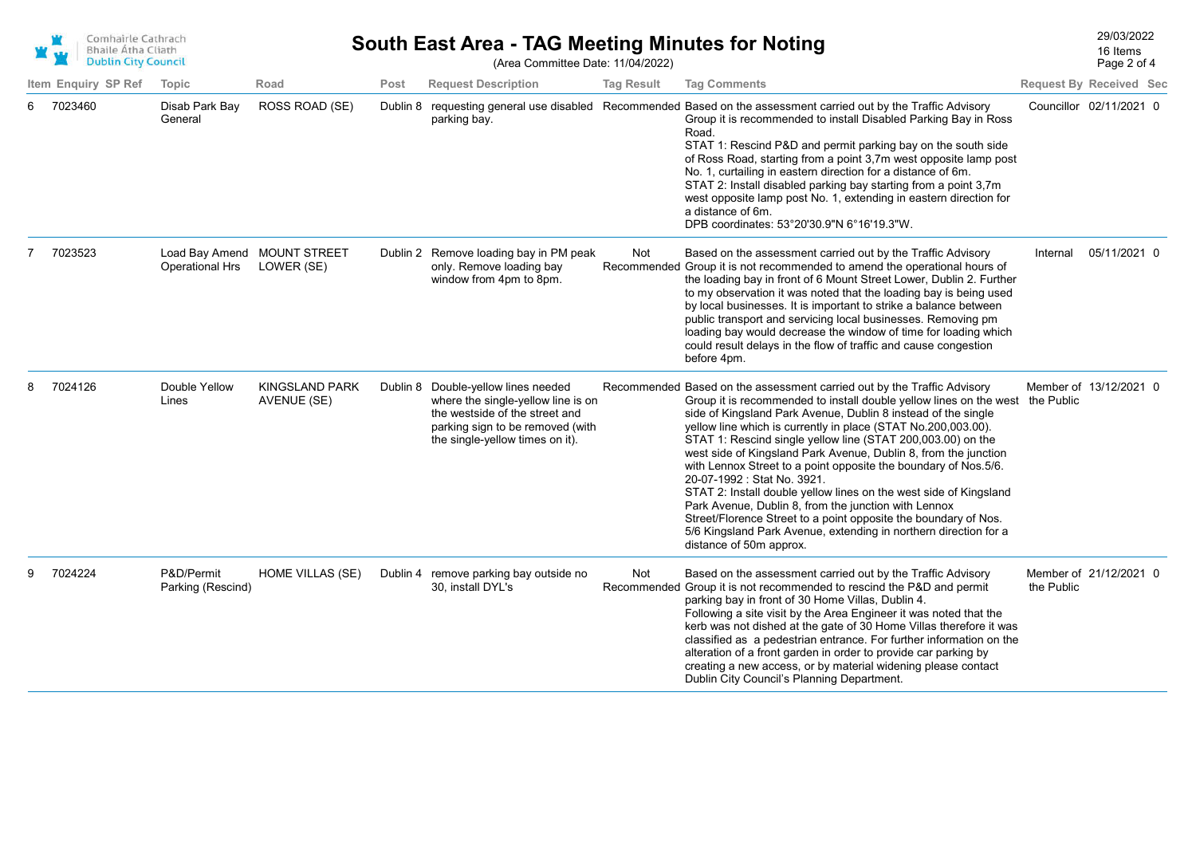# South East Area - TAG Meeting Minutes for Noting

(Area Committee Date: 11/04/2022)

29/03/2022
16 Items

| Item | Enquiry | SP Ref | Topic | Road | Post | Request Description | Tag Result | Tag Comments | Request By | Received | Sec |
|---|---|---|---|---|---|---|---|---|---|---|---|
| 6 | 7023460 | | Disab Park Bay General | ROSS ROAD (SE) | Dublin 8 | requesting general use disabled parking bay. | Recommended | Based on the assessment carried out by the Traffic Advisory Group it is recommended to install Disabled Parking Bay in Ross Road.<br>STAT 1: Rescind P&D and permit parking bay on the south side of Ross Road, starting from a point 3,7m west opposite lamp post No. 1, curtailing in eastern direction for a distance of 6m.<br>STAT 2: Install disabled parking bay starting from a point 3,7m west opposite lamp post No. 1, extending in eastern direction for a distance of 6m.<br>DPB coordinates: 53°20'30.9"N 6°16'19.3"W. | Councillor | 02/11/2021 | 0 |
| 7 | 7023523 | | Load Bay Amend Operational Hrs | MOUNT STREET LOWER (SE) | Dublin 2 | Remove loading bay in PM peak only. Remove loading bay window from 4pm to 8pm. | Not Recommended | Based on the assessment carried out by the Traffic Advisory Group it is not recommended to amend the operational hours of the loading bay in front of 6 Mount Street Lower, Dublin 2. Further to my observation it was noted that the loading bay is being used by local businesses. It is important to strike a balance between public transport and servicing local businesses. Removing pm loading bay would decrease the window of time for loading which could result delays in the flow of traffic and cause congestion before 4pm. | Internal | 05/11/2021 | 0 |
| 8 | 7024126 | | Double Yellow Lines | KINGSLAND PARK AVENUE (SE) | Dublin 8 | Double-yellow lines needed where the single-yellow line is on the westside of the street and parking sign to be removed (with the single-yellow times on it). | Recommended | Based on the assessment carried out by the Traffic Advisory Group it is recommended to install double yellow lines on the west side of Kingsland Park Avenue, Dublin 8 instead of the single yellow line which is currently in place (STAT No.200,003.00).<br>STAT 1: Rescind single yellow line (STAT 200,003.00) on the west side of Kingsland Park Avenue, Dublin 8, from the junction with Lennox Street to a point opposite the boundary of Nos.5/6. 20-07-1992 : Stat No. 3921.<br>STAT 2: Install double yellow lines on the west side of Kingsland Park Avenue, Dublin 8, from the junction with Lennox Street/Florence Street to a point opposite the boundary of Nos. 5/6 Kingsland Park Avenue, extending in northern direction for a distance of 50m approx. | Member of the Public | 13/12/2021 | 0 |
| 9 | 7024224 | | P&D/Permit Parking (Rescind) | HOME VILLAS (SE) | Dublin 4 | remove parking bay outside no 30, install DYL's | Not Recommended | Based on the assessment carried out by the Traffic Advisory Group it is not recommended to rescind the P&D and permit parking bay in front of 30 Home Villas, Dublin 4.<br>Following a site visit by the Area Engineer it was noted that the kerb was not dished at the gate of 30 Home Villas therefore it was classified as a pedestrian entrance. For further information on the alteration of a front garden in order to provide car parking by creating a new access, or by material widening please contact Dublin City Council's Planning Department. | Member of the Public | 21/12/2021 | 0 |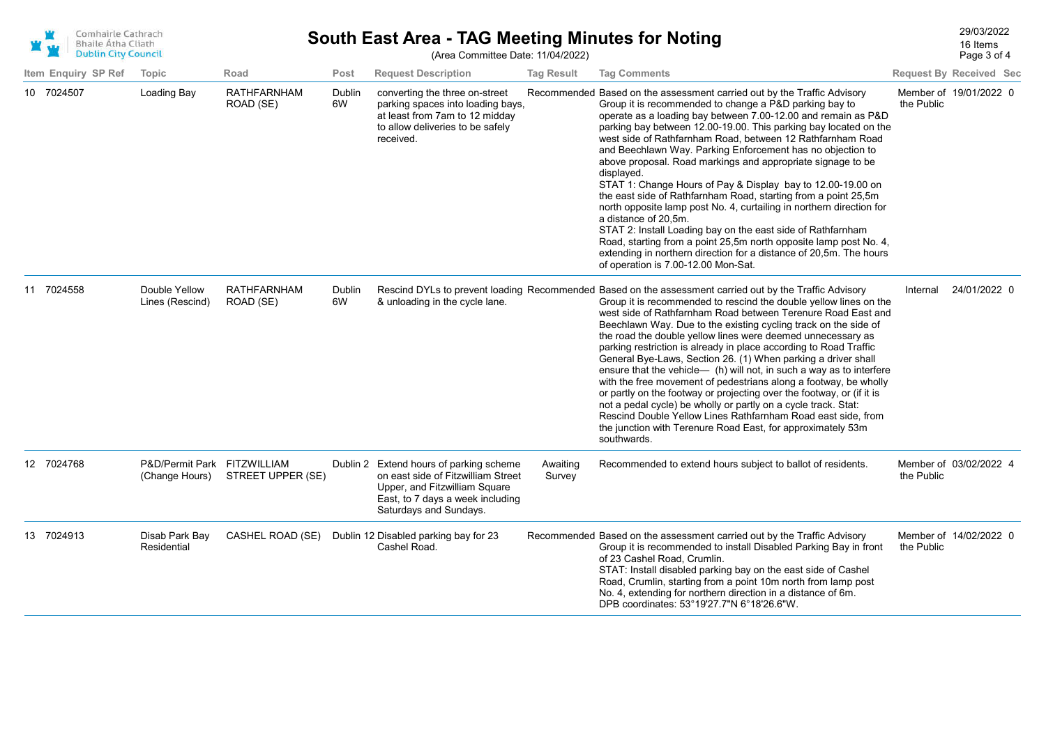# South East Area - TAG Meeting Minutes for Noting

(Area Committee Date: 11/04/2022)

| Item | Enquiry | SP Ref | Topic | Road | Post | Request Description | Tag Result | Tag Comments | Request By | Received | Sec |
|---|---|---|---|---|---|---|---|---|---|---|---|
| 10 | 7024507 | | Loading Bay | RATHFARNHAM ROAD (SE) | Dublin 6W | converting the three on-street parking spaces into loading bays, at least from 7am to 12 midday to allow deliveries to be safely received. | Recommended | Based on the assessment carried out by the Traffic Advisory Group it is recommended to change a P&D parking bay to operate as a loading bay between 7.00-12.00 and remain as P&D parking bay between 12.00-19.00. This parking bay located on the west side of Rathfarnham Road, between 12 Rathfarnham Road and Beechlawn Way. Parking Enforcement has no objection to above proposal. Road markings and appropriate signage to be displayed.<br>STAT 1: Change Hours of Pay & Display bay to 12.00-19.00 on the east side of Rathfarnham Road, starting from a point 25,5m north opposite lamp post No. 4, curtailing in northern direction for a distance of 20,5m.<br>STAT 2: Install Loading bay on the east side of Rathfarnham Road, starting from a point 25,5m north opposite lamp post No. 4, extending in northern direction for a distance of 20,5m. The hours of operation is 7.00-12.00 Mon-Sat. | Member of the Public | 19/01/2022 | 0 |
| 11 | 7024558 | | Double Yellow Lines (Rescind) | RATHFARNHAM ROAD (SE) | Dublin 6W | Rescind DYLs to prevent loading & unloading in the cycle lane. | Recommended | Based on the assessment carried out by the Traffic Advisory Group it is recommended to rescind the double yellow lines on the west side of Rathfarnham Road between Terenure Road East and Beechlawn Way. Due to the existing cycling track on the side of the road the double yellow lines were deemed unnecessary as parking restriction is already in place according to Road Traffic General Bye-Laws, Section 26. (1) When parking a driver shall ensure that the vehicle— (h) will not, in such a way as to interfere with the free movement of pedestrians along a footway, be wholly or partly on the footway or projecting over the footway, or (if it is not a pedal cycle) be wholly or partly on a cycle track. Stat: Rescind Double Yellow Lines Rathfarnham Road east side, from the junction with Terenure Road East, for approximately 53m southwards. | Internal | 24/01/2022 | 0 |
| 12 | 7024768 | | P&D/Permit Park (Change Hours) | FITZWILLIAM STREET UPPER (SE) | Dublin 2 | Extend hours of parking scheme on east side of Fitzwilliam Street Upper, and Fitzwilliam Square East, to 7 days a week including Saturdays and Sundays. | Awaiting Survey | Recommended to extend hours subject to ballot of residents. | Member of the Public | 03/02/2022 | 4 |
| 13 | 7024913 | | Disab Park Bay Residential | CASHEL ROAD (SE) | Dublin 12 | Disabled parking bay for 23 Cashel Road. | Recommended | Based on the assessment carried out by the Traffic Advisory Group it is recommended to install Disabled Parking Bay in front of 23 Cashel Road, Crumlin.<br>STAT: Install disabled parking bay on the east side of Cashel Road, Crumlin, starting from a point 10m north from lamp post No. 4, extending for northern direction in a distance of 6m.<br>DPB coordinates: 53°19'27.7"N 6°18'26.6"W. | Member of the Public | 14/02/2022 | 0 |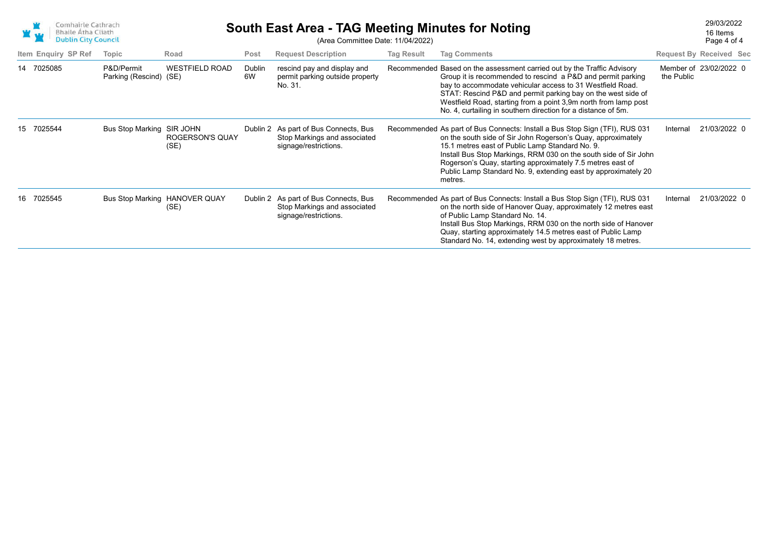# South East Area - TAG Meeting Minutes for Noting

(Area Committee Date: 11/04/2022)

29/03/2022
16 Items

| Item | Enquiry | SP Ref | Topic | Road | Post | Request Description | Tag Result | Tag Comments | Request By | Received | Sec |
|---|---|---|---|---|---|---|---|---|---|---|---|
| 14 | 7025085 | | P&D/Permit Parking (Rescind) | WESTFIELD ROAD (SE) | Dublin 6W | rescind pay and display and permit parking outside property No. 31. | Recommended | Based on the assessment carried out by the Traffic Advisory Group it is recommended to rescind a P&D and permit parking bay to accommodate vehicular access to 31 Westfield Road. STAT: Rescind P&D and permit parking bay on the west side of Westfield Road, starting from a point 3,9m north from lamp post No. 4, curtailing in southern direction for a distance of 5m. | Member of the Public | 23/02/2022 | 0 |
| 15 | 7025544 | | Bus Stop Marking | SIR JOHN ROGERSON'S QUAY (SE) | Dublin 2 | As part of Bus Connects, Bus Stop Markings and associated signage/restrictions. | Recommended | As part of Bus Connects: Install a Bus Stop Sign (TFI), RUS 031 on the south side of Sir John Rogerson's Quay, approximately 15.1 metres east of Public Lamp Standard No. 9. Install Bus Stop Markings, RRM 030 on the south side of Sir John Rogerson's Quay, starting approximately 7.5 metres east of Public Lamp Standard No. 9, extending east by approximately 20 metres. | Internal | 21/03/2022 | 0 |
| 16 | 7025545 | | Bus Stop Marking | HANOVER QUAY (SE) | Dublin 2 | As part of Bus Connects, Bus Stop Markings and associated signage/restrictions. | Recommended | As part of Bus Connects: Install a Bus Stop Sign (TFI), RUS 031 on the north side of Hanover Quay, approximately 12 metres east of Public Lamp Standard No. 14. Install Bus Stop Markings, RRM 030 on the north side of Hanover Quay, starting approximately 14.5 metres east of Public Lamp Standard No. 14, extending west by approximately 18 metres. | Internal | 21/03/2022 | 0 |